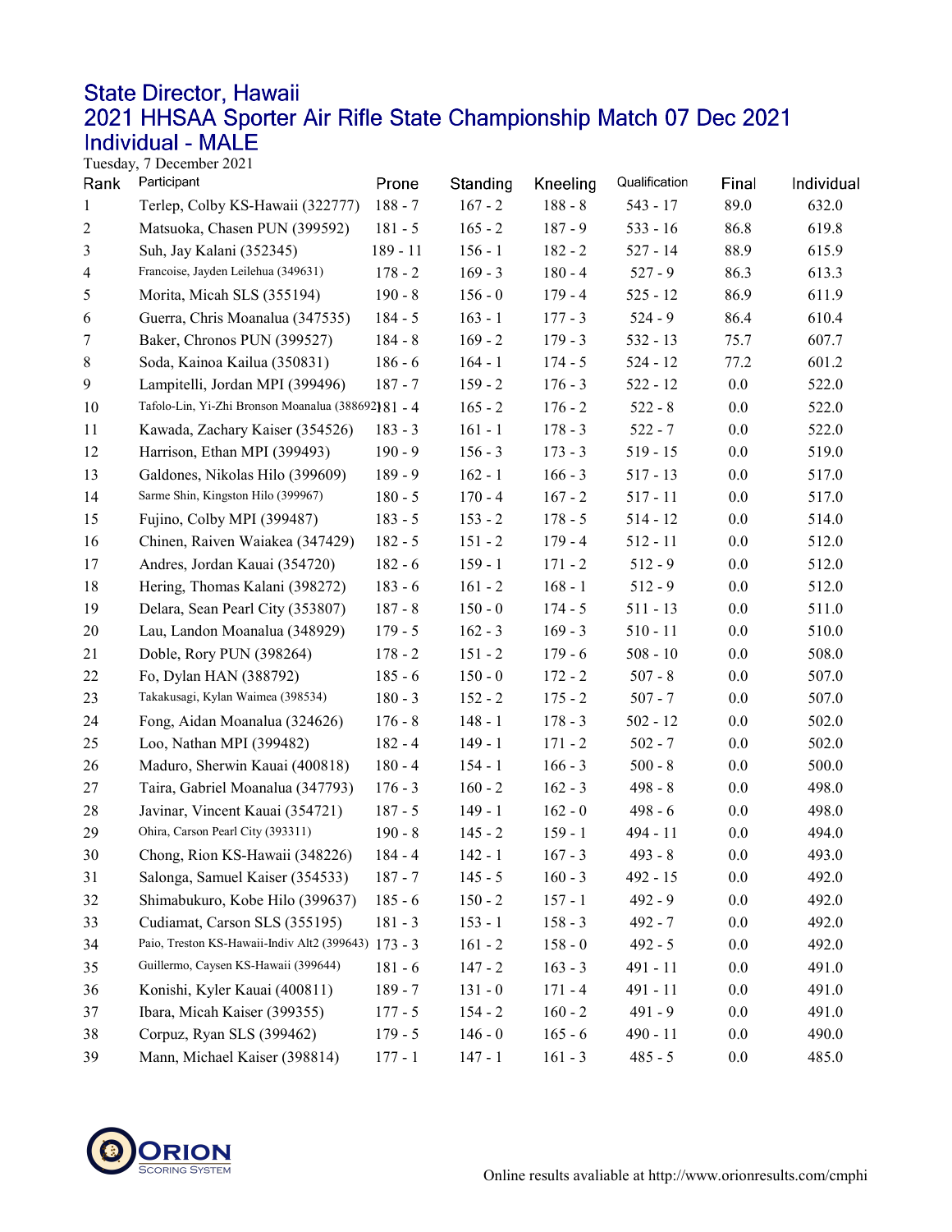# State Director, Hawaii
# 2021 HHSAA Sporter Air Rifle State Championship Match 07 Dec 2021
# Individual - MALE

Tuesday, 7 December 2021

| Rank | Participant | Prone | Standing | Kneeling | Qualification | Final | Individual |
|---|---|---|---|---|---|---|---|
| 1 | Terlep, Colby KS-Hawaii (322777) | 188 - 7 | 167 - 2 | 188 - 8 | 543 - 17 | 89.0 | 632.0 |
| 2 | Matsuoka, Chasen PUN (399592) | 181 - 5 | 165 - 2 | 187 - 9 | 533 - 16 | 86.8 | 619.8 |
| 3 | Suh, Jay Kalani (352345) | 189 - 11 | 156 - 1 | 182 - 2 | 527 - 14 | 88.9 | 615.9 |
| 4 | Francoise, Jayden Leilehua (349631) | 178 - 2 | 169 - 3 | 180 - 4 | 527 - 9 | 86.3 | 613.3 |
| 5 | Morita, Micah SLS (355194) | 190 - 8 | 156 - 0 | 179 - 4 | 525 - 12 | 86.9 | 611.9 |
| 6 | Guerra, Chris Moanalua (347535) | 184 - 5 | 163 - 1 | 177 - 3 | 524 - 9 | 86.4 | 610.4 |
| 7 | Baker, Chronos PUN (399527) | 184 - 8 | 169 - 2 | 179 - 3 | 532 - 13 | 75.7 | 607.7 |
| 8 | Soda, Kainoa Kailua (350831) | 186 - 6 | 164 - 1 | 174 - 5 | 524 - 12 | 77.2 | 601.2 |
| 9 | Lampitelli, Jordan MPI (399496) | 187 - 7 | 159 - 2 | 176 - 3 | 522 - 12 | 0.0 | 522.0 |
| 10 | Tafolo-Lin, Yi-Zhi Bronson Moanalua (388692) | 181 - 4 | 165 - 2 | 176 - 2 | 522 - 8 | 0.0 | 522.0 |
| 11 | Kawada, Zachary Kaiser (354526) | 183 - 3 | 161 - 1 | 178 - 3 | 522 - 7 | 0.0 | 522.0 |
| 12 | Harrison, Ethan MPI (399493) | 190 - 9 | 156 - 3 | 173 - 3 | 519 - 15 | 0.0 | 519.0 |
| 13 | Galdones, Nikolas Hilo (399609) | 189 - 9 | 162 - 1 | 166 - 3 | 517 - 13 | 0.0 | 517.0 |
| 14 | Sarme Shin, Kingston Hilo (399967) | 180 - 5 | 170 - 4 | 167 - 2 | 517 - 11 | 0.0 | 517.0 |
| 15 | Fujino, Colby MPI (399487) | 183 - 5 | 153 - 2 | 178 - 5 | 514 - 12 | 0.0 | 514.0 |
| 16 | Chinen, Raiven Waiakea (347429) | 182 - 5 | 151 - 2 | 179 - 4 | 512 - 11 | 0.0 | 512.0 |
| 17 | Andres, Jordan Kauai (354720) | 182 - 6 | 159 - 1 | 171 - 2 | 512 - 9 | 0.0 | 512.0 |
| 18 | Hering, Thomas Kalani (398272) | 183 - 6 | 161 - 2 | 168 - 1 | 512 - 9 | 0.0 | 512.0 |
| 19 | Delara, Sean Pearl City (353807) | 187 - 8 | 150 - 0 | 174 - 5 | 511 - 13 | 0.0 | 511.0 |
| 20 | Lau, Landon Moanalua (348929) | 179 - 5 | 162 - 3 | 169 - 3 | 510 - 11 | 0.0 | 510.0 |
| 21 | Doble, Rory PUN (398264) | 178 - 2 | 151 - 2 | 179 - 6 | 508 - 10 | 0.0 | 508.0 |
| 22 | Fo, Dylan HAN (388792) | 185 - 6 | 150 - 0 | 172 - 2 | 507 - 8 | 0.0 | 507.0 |
| 23 | Takakusagi, Kylan Waimea (398534) | 180 - 3 | 152 - 2 | 175 - 2 | 507 - 7 | 0.0 | 507.0 |
| 24 | Fong, Aidan Moanalua (324626) | 176 - 8 | 148 - 1 | 178 - 3 | 502 - 12 | 0.0 | 502.0 |
| 25 | Loo, Nathan MPI (399482) | 182 - 4 | 149 - 1 | 171 - 2 | 502 - 7 | 0.0 | 502.0 |
| 26 | Maduro, Sherwin Kauai (400818) | 180 - 4 | 154 - 1 | 166 - 3 | 500 - 8 | 0.0 | 500.0 |
| 27 | Taira, Gabriel Moanalua (347793) | 176 - 3 | 160 - 2 | 162 - 3 | 498 - 8 | 0.0 | 498.0 |
| 28 | Javinar, Vincent Kauai (354721) | 187 - 5 | 149 - 1 | 162 - 0 | 498 - 6 | 0.0 | 498.0 |
| 29 | Ohira, Carson Pearl City (393311) | 190 - 8 | 145 - 2 | 159 - 1 | 494 - 11 | 0.0 | 494.0 |
| 30 | Chong, Rion KS-Hawaii (348226) | 184 - 4 | 142 - 1 | 167 - 3 | 493 - 8 | 0.0 | 493.0 |
| 31 | Salonga, Samuel Kaiser (354533) | 187 - 7 | 145 - 5 | 160 - 3 | 492 - 15 | 0.0 | 492.0 |
| 32 | Shimabukuro, Kobe Hilo (399637) | 185 - 6 | 150 - 2 | 157 - 1 | 492 - 9 | 0.0 | 492.0 |
| 33 | Cudiamat, Carson SLS (355195) | 181 - 3 | 153 - 1 | 158 - 3 | 492 - 7 | 0.0 | 492.0 |
| 34 | Paio, Treston KS-Hawaii-Indiv Alt2 (399643) | 173 - 3 | 161 - 2 | 158 - 0 | 492 - 5 | 0.0 | 492.0 |
| 35 | Guillermo, Caysen KS-Hawaii (399644) | 181 - 6 | 147 - 2 | 163 - 3 | 491 - 11 | 0.0 | 491.0 |
| 36 | Konishi, Kyler Kauai (400811) | 189 - 7 | 131 - 0 | 171 - 4 | 491 - 11 | 0.0 | 491.0 |
| 37 | Ibara, Micah Kaiser (399355) | 177 - 5 | 154 - 2 | 160 - 2 | 491 - 9 | 0.0 | 491.0 |
| 38 | Corpuz, Ryan SLS (399462) | 179 - 5 | 146 - 0 | 165 - 6 | 490 - 11 | 0.0 | 490.0 |
| 39 | Mann, Michael Kaiser (398814) | 177 - 1 | 147 - 1 | 161 - 3 | 485 - 5 | 0.0 | 485.0 |

ORION Scoring System

Online results avaliable at http://www.orionresults.com/cmphi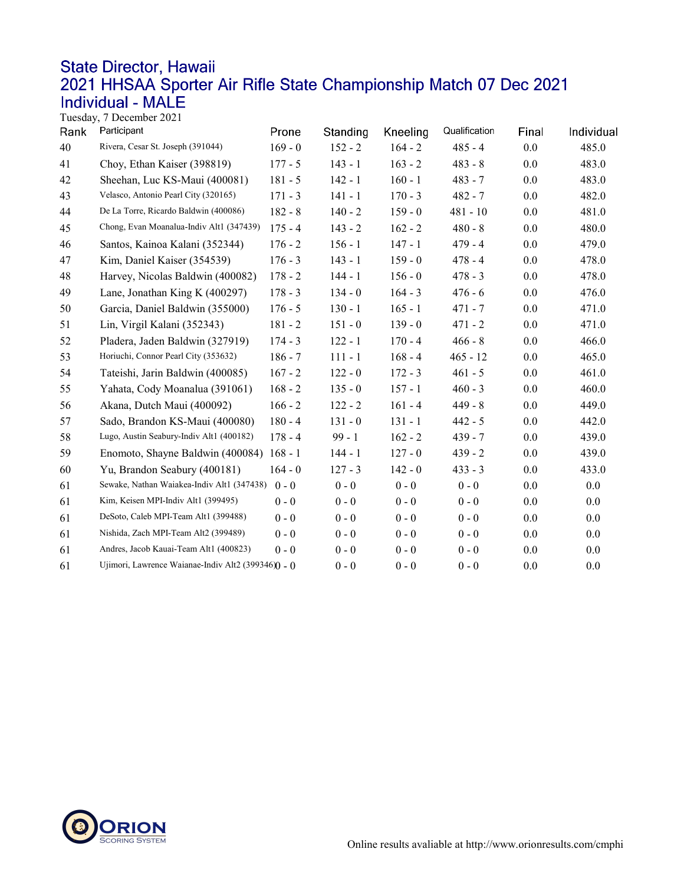# State Director, Hawaii
## 2021 HHSAA Sporter Air Rifle State Championship Match 07 Dec 2021
## Individual - MALE

Tuesday, 7 December 2021

| Rank | Participant | Prone | Standing | Kneeling | Qualification | Final | Individual |
|---|---|---|---|---|---|---|---|
| 40 | Rivera, Cesar St. Joseph (391044) | 169 - 0 | 152 - 2 | 164 - 2 | 485 - 4 | 0.0 | 485.0 |
| 41 | Choy, Ethan Kaiser (398819) | 177 - 5 | 143 - 1 | 163 - 2 | 483 - 8 | 0.0 | 483.0 |
| 42 | Sheehan, Luc KS-Maui (400081) | 181 - 5 | 142 - 1 | 160 - 1 | 483 - 7 | 0.0 | 483.0 |
| 43 | Velasco, Antonio Pearl City (320165) | 171 - 3 | 141 - 1 | 170 - 3 | 482 - 7 | 0.0 | 482.0 |
| 44 | De La Torre, Ricardo Baldwin (400086) | 182 - 8 | 140 - 2 | 159 - 0 | 481 - 10 | 0.0 | 481.0 |
| 45 | Chong, Evan Moanalua-Indiv Alt1 (347439) | 175 - 4 | 143 - 2 | 162 - 2 | 480 - 8 | 0.0 | 480.0 |
| 46 | Santos, Kainoa Kalani (352344) | 176 - 2 | 156 - 1 | 147 - 1 | 479 - 4 | 0.0 | 479.0 |
| 47 | Kim, Daniel Kaiser (354539) | 176 - 3 | 143 - 1 | 159 - 0 | 478 - 4 | 0.0 | 478.0 |
| 48 | Harvey, Nicolas Baldwin (400082) | 178 - 2 | 144 - 1 | 156 - 0 | 478 - 3 | 0.0 | 478.0 |
| 49 | Lane, Jonathan King K (400297) | 178 - 3 | 134 - 0 | 164 - 3 | 476 - 6 | 0.0 | 476.0 |
| 50 | Garcia, Daniel Baldwin (355000) | 176 - 5 | 130 - 1 | 165 - 1 | 471 - 7 | 0.0 | 471.0 |
| 51 | Lin, Virgil Kalani (352343) | 181 - 2 | 151 - 0 | 139 - 0 | 471 - 2 | 0.0 | 471.0 |
| 52 | Pladera, Jaden Baldwin (327919) | 174 - 3 | 122 - 1 | 170 - 4 | 466 - 8 | 0.0 | 466.0 |
| 53 | Horiuchi, Connor Pearl City (353632) | 186 - 7 | 111 - 1 | 168 - 4 | 465 - 12 | 0.0 | 465.0 |
| 54 | Tateishi, Jarin Baldwin (400085) | 167 - 2 | 122 - 0 | 172 - 3 | 461 - 5 | 0.0 | 461.0 |
| 55 | Yahata, Cody Moanalua (391061) | 168 - 2 | 135 - 0 | 157 - 1 | 460 - 3 | 0.0 | 460.0 |
| 56 | Akana, Dutch Maui (400092) | 166 - 2 | 122 - 2 | 161 - 4 | 449 - 8 | 0.0 | 449.0 |
| 57 | Sado, Brandon KS-Maui (400080) | 180 - 4 | 131 - 0 | 131 - 1 | 442 - 5 | 0.0 | 442.0 |
| 58 | Lugo, Austin Seabury-Indiv Alt1 (400182) | 178 - 4 | 99 - 1 | 162 - 2 | 439 - 7 | 0.0 | 439.0 |
| 59 | Enomoto, Shayne Baldwin (400084) | 168 - 1 | 144 - 1 | 127 - 0 | 439 - 2 | 0.0 | 439.0 |
| 60 | Yu, Brandon Seabury (400181) | 164 - 0 | 127 - 3 | 142 - 0 | 433 - 3 | 0.0 | 433.0 |
| 61 | Sewake, Nathan Waiakea-Indiv Alt1 (347438) | 0 - 0 | 0 - 0 | 0 - 0 | 0 - 0 | 0.0 | 0.0 |
| 61 | Kim, Keisen MPI-Indiv Alt1 (399495) | 0 - 0 | 0 - 0 | 0 - 0 | 0 - 0 | 0.0 | 0.0 |
| 61 | DeSoto, Caleb MPI-Team Alt1 (399488) | 0 - 0 | 0 - 0 | 0 - 0 | 0 - 0 | 0.0 | 0.0 |
| 61 | Nishida, Zach MPI-Team Alt2 (399489) | 0 - 0 | 0 - 0 | 0 - 0 | 0 - 0 | 0.0 | 0.0 |
| 61 | Andres, Jacob Kauai-Team Alt1 (400823) | 0 - 0 | 0 - 0 | 0 - 0 | 0 - 0 | 0.0 | 0.0 |
| 61 | Ujimori, Lawrence Waianae-Indiv Alt2 (399346) | 0 - 0 | 0 - 0 | 0 - 0 | 0 - 0 | 0.0 | 0.0 |

ORION Scoring System

Online results avaliable at http://www.orionresults.com/cmphi